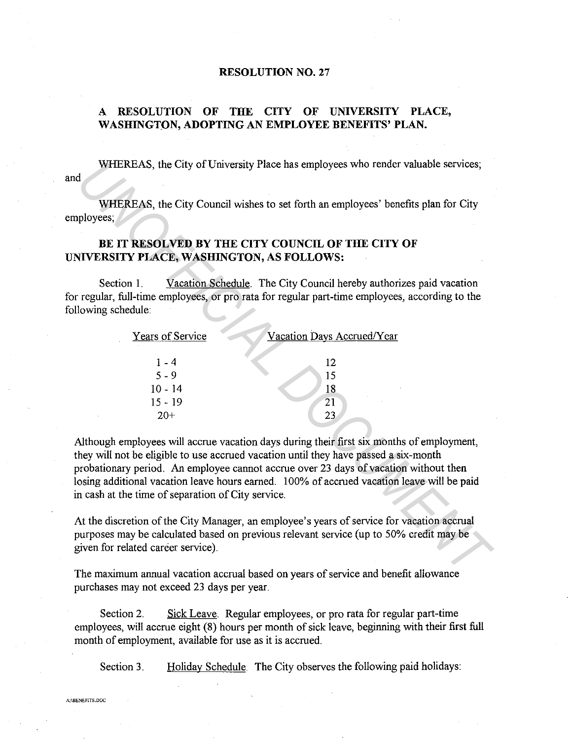# RESOLUTION NO. 27

## A RESOLUTION OF THE CITY OF UNIVERSITY PLACE, WASHINGTON, ADOPTING AN EMPLOYEE BENEFITS' PLAN.

WHEREAS, the City of University Place has employees who render valuable services; and

WHEREAS, the City Council wishes to set forth an employees' benefits plan for City employees;

**BE IT RESOLVED BY THE CITY COUNCIL OF THE CITY OF UNIVERSITY PLACE, WASHINGTON, AS FOLLOWS:**

Section 1. Vacation Schedule. The City Council hereby authorizes paid vacation for regular, full-time employees, or pro rata for regular part-time employees, according to the following schedule:

| Years of Service | Vacation Days Accrued/Year |
|---|---|
| 1 - 4 | 12 |
| 5 - 9 | 15 |
| 10 - 14 | 18 |
| 15 - 19 | 21 |
| 20+ | 23 |

Although employees will accrue vacation days during their first six months of employment, they will not be eligible to use accrued vacation until they have passed a six-month probationary period. An employee cannot accrue over 23 days of vacation without then losing additional vacation leave hours earned. 100% of accrued vacation leave will be paid in cash at the time of separation of City service.

At the discretion of the City Manager, an employee's years of service for vacation accrual purposes may be calculated based on previous relevant service (up to 50% credit may be given for related career service).

The maximum annual vacation accrual based on years of service and benefit allowance purchases may not exceed 23 days per year.

Section 2. Sick Leave. Regular employees, or pro rata for regular part-time employees, will accrue eight (8) hours per month of sick leave, beginning with their first full month of employment, available for use as it is accrued.

Section 3. Holiday Schedule. The City observes the following paid holidays: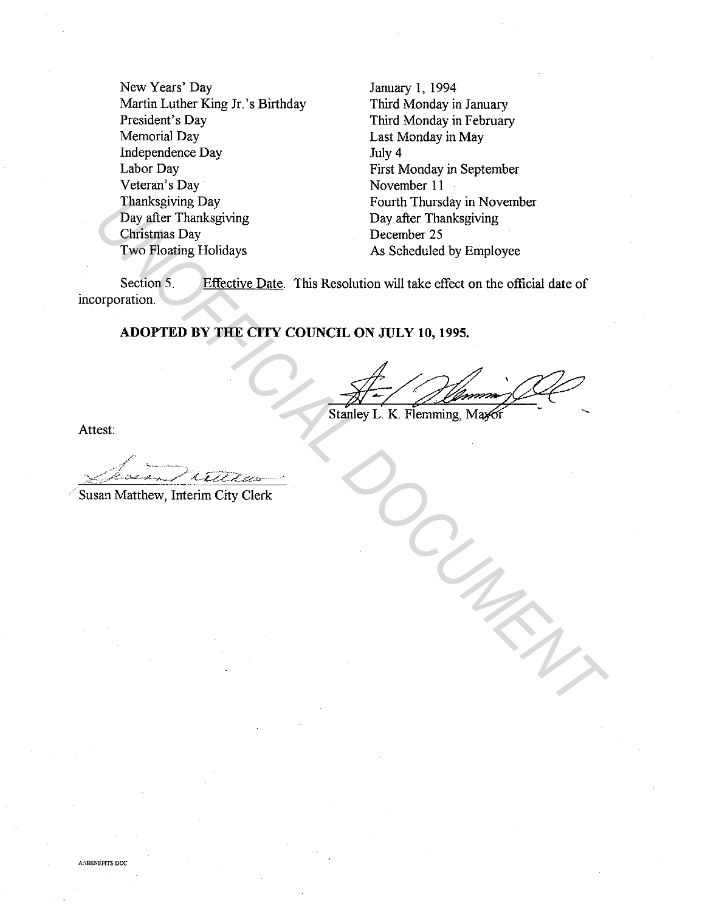| | |
|---|---|
| New Years' Day | January 1, 1994 |
| Martin Luther King Jr.'s Birthday | Third Monday in January |
| President's Day | Third Monday in February |
| Memorial Day | Last Monday in May |
| Independence Day | July 4 |
| Labor Day | First Monday in September |
| Veteran's Day | November 11 |
| Thanksgiving Day | Fourth Thursday in November |
| Day after Thanksgiving | Day after Thanksgiving |
| Christmas Day | December 25 |
| Two Floating Holidays | As Scheduled by Employee |

Section 5. Effective Date. This Resolution will take effect on the official date of incorporation.

**ADOPTED BY THE CITY COUNCIL ON JULY 10, 1995.**

Stanley L. K. Flemming, Mayor

Attest:

Susan Matthew, Interim City Clerk

A:\BENEFITS.DOC